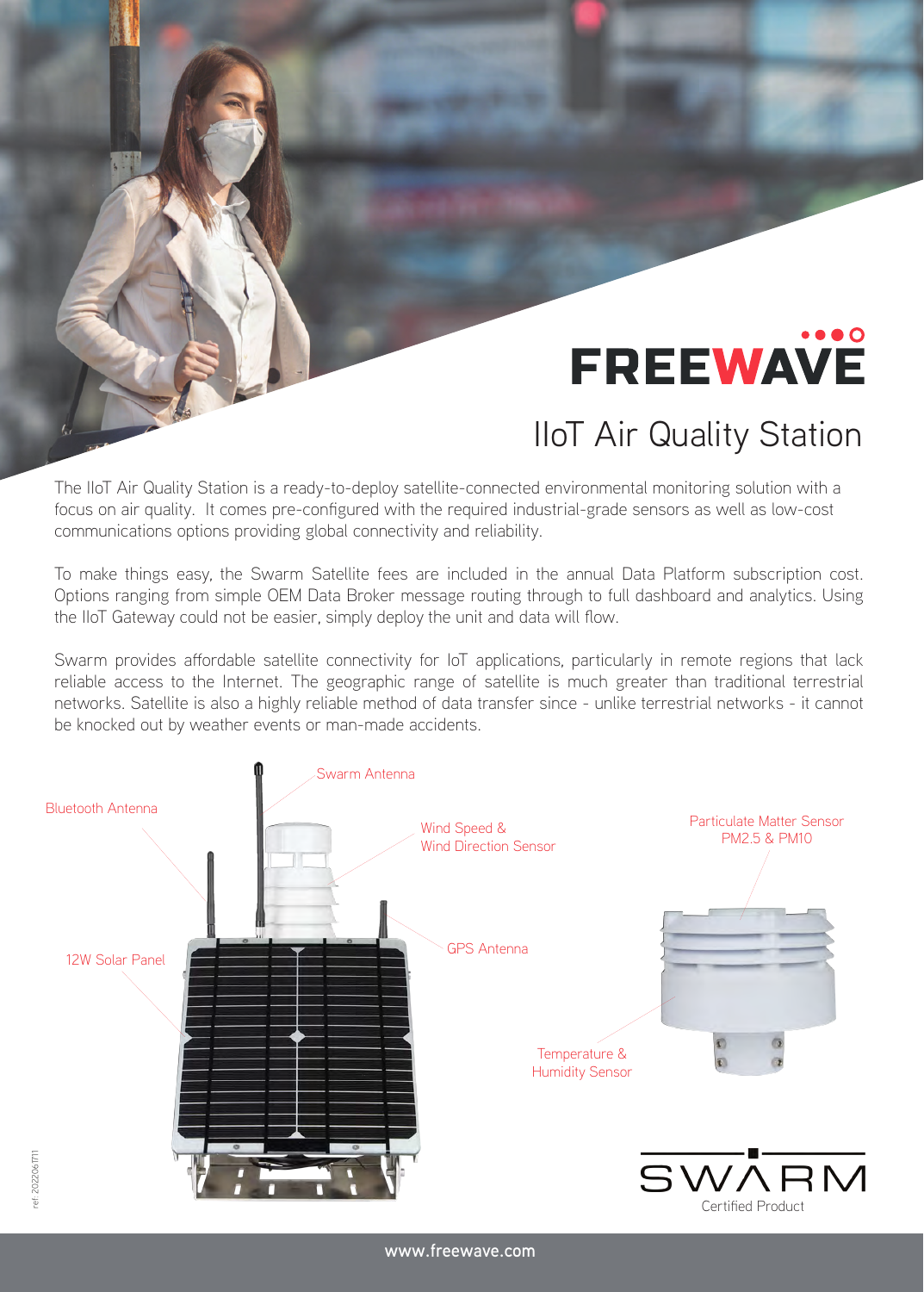# FREEWAVE

## IIoT Air Quality Station

The IIoT Air Quality Station is a ready-to-deploy satellite-connected environmental monitoring solution with a focus on air quality. It comes pre-configured with the required industrial-grade sensors as well as low-cost communications options providing global connectivity and reliability.

To make things easy, the Swarm Satellite fees are included in the annual Data Platform subscription cost. Options ranging from simple OEM Data Broker message routing through to full dashboard and analytics. Using the IIoT Gateway could not be easier, simply deploy the unit and data will flow.

Swarm provides affordable satellite connectivity for IoT applications, particularly in remote regions that lack reliable access to the Internet. The geographic range of satellite is much greater than traditional terrestrial networks. Satellite is also a highly reliable method of data transfer since - unlike terrestrial networks - it cannot be knocked out by weather events or man-made accidents.

Bluetooth Antenna

Swarm Antenna

Wind Speed & Wind Direction Sensor

Particulate Matter Sensor PM2.5 & PM10

12W Solar Panel

GPS Antenna

Temperature & Humidity Sensor

SWARM Certified Product

ref: 20220617f11

www.freewave.com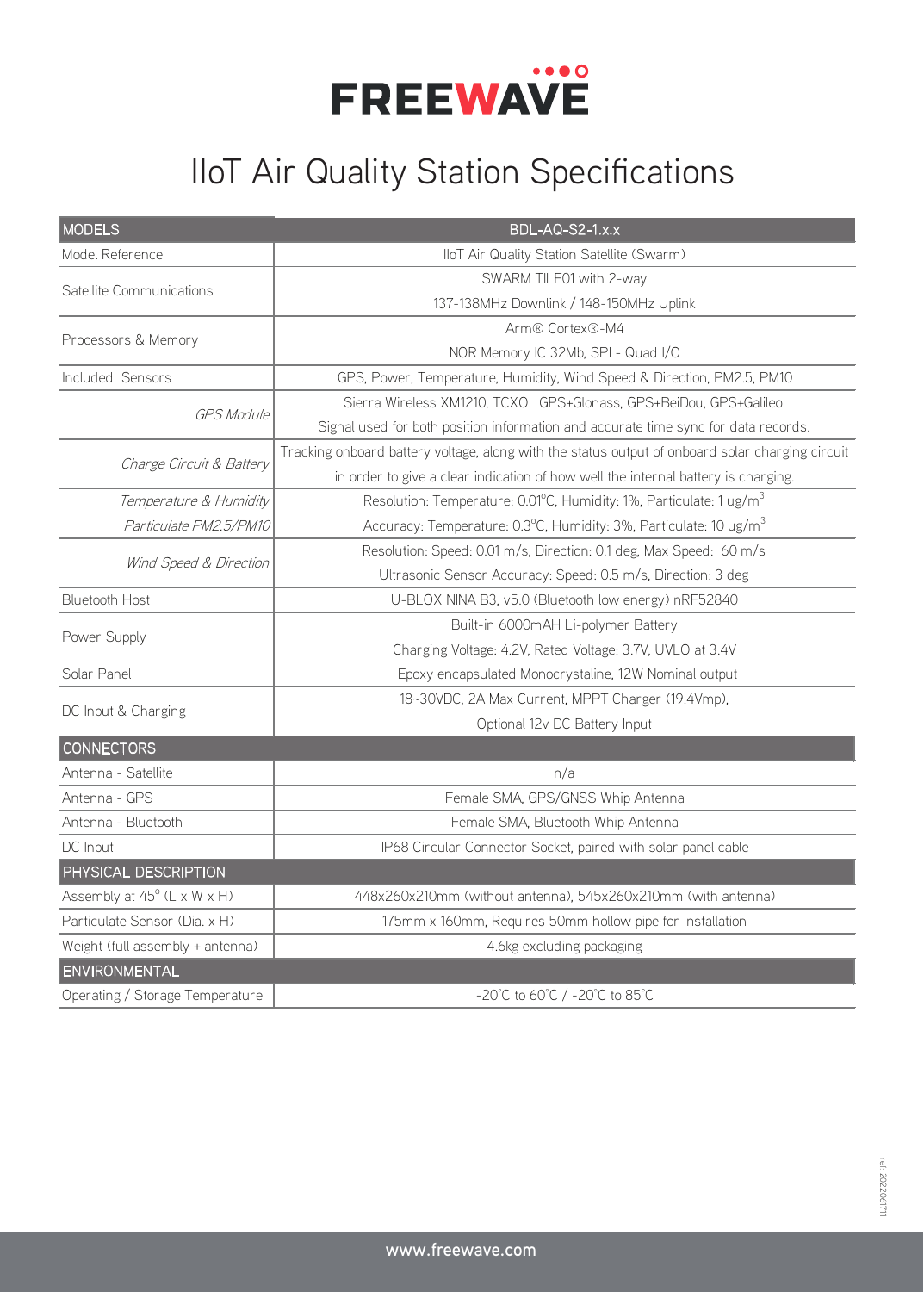FREEWAVE

# IIoT Air Quality Station Specifications

| MODELS | BDL-AQ-S2-1.x.x |
|---|---|
| Model Reference | IIoT Air Quality Station Satellite (Swarm) |
| Satellite Communications | SWARM TILE01 with 2-way<br>137-138MHz Downlink / 148-150MHz Uplink |
| Processors & Memory | Arm® Cortex®-M4<br>NOR Memory IC 32Mb, SPI - Quad I/O |
| Included Sensors | GPS, Power, Temperature, Humidity, Wind Speed & Direction, PM2.5, PM10 |
| *GPS Module* | Sierra Wireless XM1210, TCXO. GPS+Glonass, GPS+BeiDou, GPS+Galileo.<br>Signal used for both position information and accurate time sync for data records. |
| *Charge Circuit & Battery* | Tracking onboard battery voltage, along with the status output of onboard solar charging circuit in order to give a clear indication of how well the internal battery is charging. |
| *Temperature & Humidity*<br>*Particulate PM2.5/PM10* | Resolution: Temperature: 0.01°C, Humidity: 1%, Particulate: 1 ug/m$^3$<br>Accuracy: Temperature: 0.3°C, Humidity: 3%, Particulate: 10 ug/m$^3$ |
| *Wind Speed & Direction* | Resolution: Speed: 0.01 m/s, Direction: 0.1 deg, Max Speed: 60 m/s<br>Ultrasonic Sensor Accuracy: Speed: 0.5 m/s, Direction: 3 deg |
| Bluetooth Host | U-BLOX NINA B3, v5.0 (Bluetooth low energy) nRF52840 |
| Power Supply | Built-in 6000mAH Li-polymer Battery<br>Charging Voltage: 4.2V, Rated Voltage: 3.7V, UVLO at 3.4V |
| Solar Panel | Epoxy encapsulated Monocrystaline, 12W Nominal output |
| DC Input & Charging | 18~30VDC, 2A Max Current, MPPT Charger (19.4Vmp),<br>Optional 12v DC Battery Input |
| **CONNECTORS** | |
| Antenna - Satellite | n/a |
| Antenna - GPS | Female SMA, GPS/GNSS Whip Antenna |
| Antenna - Bluetooth | Female SMA, Bluetooth Whip Antenna |
| DC Input | IP68 Circular Connector Socket, paired with solar panel cable |
| **PHYSICAL DESCRIPTION** | |
| Assembly at 45° (L x W x H) | 448x260x210mm (without antenna), 545x260x210mm (with antenna) |
| Particulate Sensor (Dia. x H) | 175mm x 160mm, Requires 50mm hollow pipe for installation |
| Weight (full assembly + antenna) | 4.6kg excluding packaging |
| **ENVIRONMENTAL** | |
| Operating / Storage Temperature | -20°C to 60°C / -20°C to 85°C |

ref 20220611

www.freewave.com